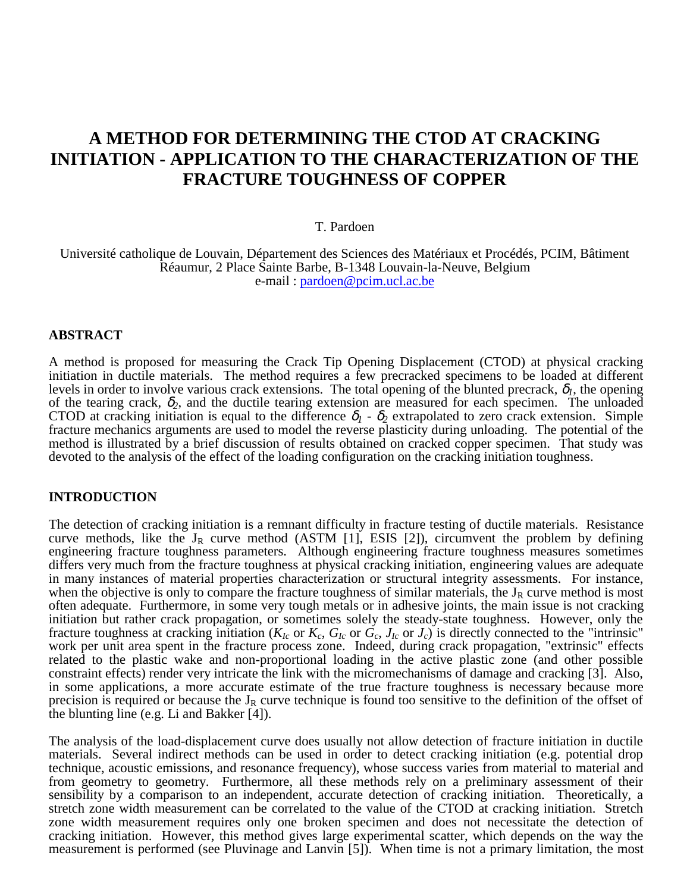# A METHOD FOR DETERMINING THE CTOD AT CRACKING INITIATION - APPLICATION TO THE CHARACTERIZATION OF THE FRACTURE TOUGHNESS OF COPPER

T. Pardoen

Université catholique de Louvain, Département des Sciences des Matériaux et Procédés, PCIM, Bâtiment Réaumur, 2 Place Sainte Barbe, B-1348 Louvain-la-Neuve, Belgium
e-mail : pardoen@pcim.ucl.ac.be

## ABSTRACT

A method is proposed for measuring the Crack Tip Opening Displacement (CTOD) at physical cracking initiation in ductile materials. The method requires a few precracked specimens to be loaded at different levels in order to involve various crack extensions. The total opening of the blunted precrack, $\delta_1$, the opening of the tearing crack, $\delta_2$, and the ductile tearing extension are measured for each specimen. The unloaded CTOD at cracking initiation is equal to the difference $\delta_1$ - $\delta_2$ extrapolated to zero crack extension. Simple fracture mechanics arguments are used to model the reverse plasticity during unloading. The potential of the method is illustrated by a brief discussion of results obtained on cracked copper specimen. That study was devoted to the analysis of the effect of the loading configuration on the cracking initiation toughness.

## INTRODUCTION

The detection of cracking initiation is a remnant difficulty in fracture testing of ductile materials. Resistance curve methods, like the $J_R$ curve method (ASTM [1], ESIS [2]), circumvent the problem by defining engineering fracture toughness parameters. Although engineering fracture toughness measures sometimes differs very much from the fracture toughness at physical cracking initiation, engineering values are adequate in many instances of material properties characterization or structural integrity assessments. For instance, when the objective is only to compare the fracture toughness of similar materials, the $J_R$ curve method is most often adequate. Furthermore, in some very tough metals or in adhesive joints, the main issue is not cracking initiation but rather crack propagation, or sometimes solely the steady-state toughness. However, only the fracture toughness at cracking initiation ($K_{Ic}$ or $K_c$, $G_{Ic}$ or $G_c$, $J_{Ic}$ or $J_c$) is directly connected to the "intrinsic" work per unit area spent in the fracture process zone. Indeed, during crack propagation, "extrinsic" effects related to the plastic wake and non-proportional loading in the active plastic zone (and other possible constraint effects) render very intricate the link with the micromechanisms of damage and cracking [3]. Also, in some applications, a more accurate estimate of the true fracture toughness is necessary because more precision is required or because the $J_R$ curve technique is found too sensitive to the definition of the offset of the blunting line (e.g. Li and Bakker [4]).

The analysis of the load-displacement curve does usually not allow detection of fracture initiation in ductile materials. Several indirect methods can be used in order to detect cracking initiation (e.g. potential drop technique, acoustic emissions, and resonance frequency), whose success varies from material to material and from geometry to geometry. Furthermore, all these methods rely on a preliminary assessment of their sensibility by a comparison to an independent, accurate detection of cracking initiation. Theoretically, a stretch zone width measurement can be correlated to the value of the CTOD at cracking initiation. Stretch zone width measurement requires only one broken specimen and does not necessitate the detection of cracking initiation. However, this method gives large experimental scatter, which depends on the way the measurement is performed (see Pluvinage and Lanvin [5]). When time is not a primary limitation, the most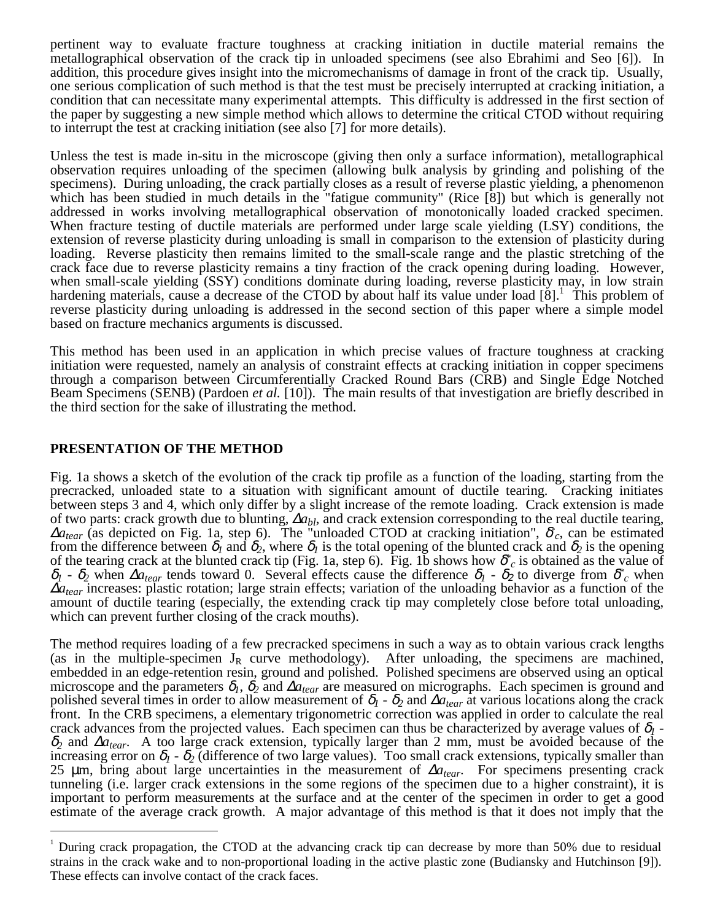pertinent way to evaluate fracture toughness at cracking initiation in ductile material remains the metallographical observation of the crack tip in unloaded specimens (see also Ebrahimi and Seo [6]). In addition, this procedure gives insight into the micromechanisms of damage in front of the crack tip. Usually, one serious complication of such method is that the test must be precisely interrupted at cracking initiation, a condition that can necessitate many experimental attempts. This difficulty is addressed in the first section of the paper by suggesting a new simple method which allows to determine the critical CTOD without requiring to interrupt the test at cracking initiation (see also [7] for more details).

Unless the test is made in-situ in the microscope (giving then only a surface information), metallographical observation requires unloading of the specimen (allowing bulk analysis by grinding and polishing of the specimens). During unloading, the crack partially closes as a result of reverse plastic yielding, a phenomenon which has been studied in much details in the "fatigue community" (Rice [8]) but which is generally not addressed in works involving metallographical observation of monotonically loaded cracked specimen. When fracture testing of ductile materials are performed under large scale yielding (LSY) conditions, the extension of reverse plasticity during unloading is small in comparison to the extension of plasticity during loading. Reverse plasticity then remains limited to the small-scale range and the plastic stretching of the crack face due to reverse plasticity remains a tiny fraction of the crack opening during loading. However, when small-scale yielding (SSY) conditions dominate during loading, reverse plasticity may, in low strain hardening materials, cause a decrease of the CTOD by about half its value under load [8].[1] This problem of reverse plasticity during unloading is addressed in the second section of this paper where a simple model based on fracture mechanics arguments is discussed.

This method has been used in an application in which precise values of fracture toughness at cracking initiation were requested, namely an analysis of constraint effects at cracking initiation in copper specimens through a comparison between Circumferentially Cracked Round Bars (CRB) and Single Edge Notched Beam Specimens (SENB) (Pardoen *et al.* [10]). The main results of that investigation are briefly described in the third section for the sake of illustrating the method.

## PRESENTATION OF THE METHOD

Fig. 1a shows a sketch of the evolution of the crack tip profile as a function of the loading, starting from the precracked, unloaded state to a situation with significant amount of ductile tearing. Cracking initiates between steps 3 and 4, which only differ by a slight increase of the remote loading. Crack extension is made of two parts: crack growth due to blunting, $\Delta a_{bl}$, and crack extension corresponding to the real ductile tearing, $\Delta a_{tear}$ (as depicted on Fig. 1a, step 6). The "unloaded CTOD at cracking initiation", $\delta^*_c$, can be estimated from the difference between $\delta_1$ and $\delta_2$, where $\delta_1$ is the total opening of the blunted crack and $\delta_2$ is the opening of the tearing crack at the blunted crack tip (Fig. 1a, step 6). Fig. 1b shows how $\delta^*_c$ is obtained as the value of $\delta_1 - \delta_2$ when $\Delta a_{tear}$ tends toward 0. Several effects cause the difference $\delta_1 - \delta_2$ to diverge from $\delta^*_c$ when $\Delta a_{tear}$ increases: plastic rotation; large strain effects; variation of the unloading behavior as a function of the amount of ductile tearing (especially, the extending crack tip may completely close before total unloading, which can prevent further closing of the crack mouths).

The method requires loading of a few precracked specimens in such a way as to obtain various crack lengths (as in the multiple-specimen $J_R$ curve methodology). After unloading, the specimens are machined, embedded in an edge-retention resin, ground and polished. Polished specimens are observed using an optical microscope and the parameters $\delta_1$, $\delta_2$ and $\Delta a_{tear}$ are measured on micrographs. Each specimen is ground and polished several times in order to allow measurement of $\delta_1 - \delta_2$ and $\Delta a_{tear}$ at various locations along the crack front. In the CRB specimens, a elementary trigonometric correction was applied in order to calculate the real crack advances from the projected values. Each specimen can thus be characterized by average values of $\delta_1 - \delta_2$ and $\Delta a_{tear}$. A too large crack extension, typically larger than 2 mm, must be avoided because of the increasing error on $\delta_1 - \delta_2$ (difference of two large values). Too small crack extensions, typically smaller than 25 µm, bring about large uncertainties in the measurement of $\Delta a_{tear}$. For specimens presenting crack tunneling (i.e. larger crack extensions in the some regions of the specimen due to a higher constraint), it is important to perform measurements at the surface and at the center of the specimen in order to get a good estimate of the average crack growth. A major advantage of this method is that it does not imply that the

[1] During crack propagation, the CTOD at the advancing crack tip can decrease by more than 50% due to residual strains in the crack wake and to non-proportional loading in the active plastic zone (Budiansky and Hutchinson [9]). These effects can involve contact of the crack faces.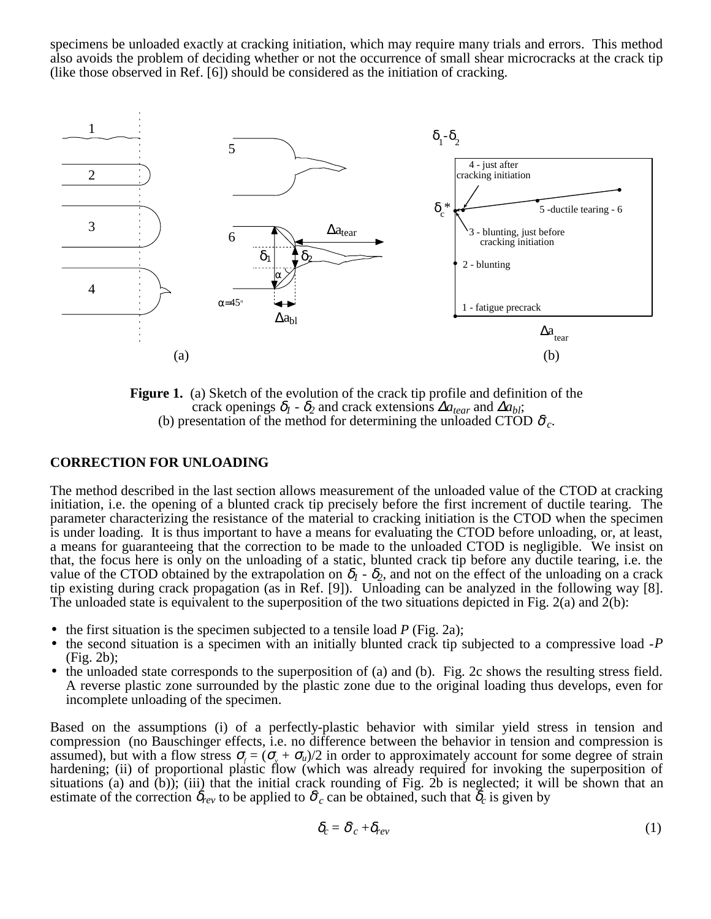specimens be unloaded exactly at cracking initiation, which may require many trials and errors. This method also avoids the problem of deciding whether or not the occurrence of small shear microcracks at the crack tip (like those observed in Ref. [6]) should be considered as the initiation of cracking.

**Figure 1.** (a) Sketch of the evolution of the crack tip profile and definition of the crack openings $\delta_1$ - $\delta_2$ and crack extensions $\Delta a_{tear}$ and $\Delta a_{bl}$;
(b) presentation of the method for determining the unloaded CTOD $\delta^*_c$.

## CORRECTION FOR UNLOADING

The method described in the last section allows measurement of the unloaded value of the CTOD at cracking initiation, i.e. the opening of a blunted crack tip precisely before the first increment of ductile tearing. The parameter characterizing the resistance of the material to cracking initiation is the CTOD when the specimen is under loading. It is thus important to have a means for evaluating the CTOD before unloading, or, at least, a means for guaranteeing that the correction to be made to the unloaded CTOD is negligible. We insist on that, the focus here is only on the unloading of a static, blunted crack tip before any ductile tearing, i.e. the value of the CTOD obtained by the extrapolation on $\delta_1$ - $\delta_2$, and not on the effect of the unloading on a crack tip existing during crack propagation (as in Ref. [9]). Unloading can be analyzed in the following way [8]. The unloaded state is equivalent to the superposition of the two situations depicted in Fig. 2(a) and 2(b):

- the first situation is the specimen subjected to a tensile load *P* (Fig. 2a);
- the second situation is a specimen with an initially blunted crack tip subjected to a compressive load -*P* (Fig. 2b);
- the unloaded state corresponds to the superposition of (a) and (b). Fig. 2c shows the resulting stress field. A reverse plastic zone surrounded by the plastic zone due to the original loading thus develops, even for incomplete unloading of the specimen.

Based on the assumptions (i) of a perfectly-plastic behavior with similar yield stress in tension and compression (no Bauschinger effects, i.e. no difference between the behavior in tension and compression is assumed), but with a flow stress $\sigma_f = (\sigma_y + \sigma_u)/2$ in order to approximately account for some degree of strain hardening; (ii) of proportional plastic flow (which was already required for invoking the superposition of situations (a) and (b)); (iii) that the initial crack rounding of Fig. 2b is neglected; it will be shown that an estimate of the correction $\delta_{rev}$ to be applied to $\delta^*_c$ can be obtained, such that $\delta_c$ is given by

$$\delta_c = \delta^*_c + \delta_{rev} \tag{1}$$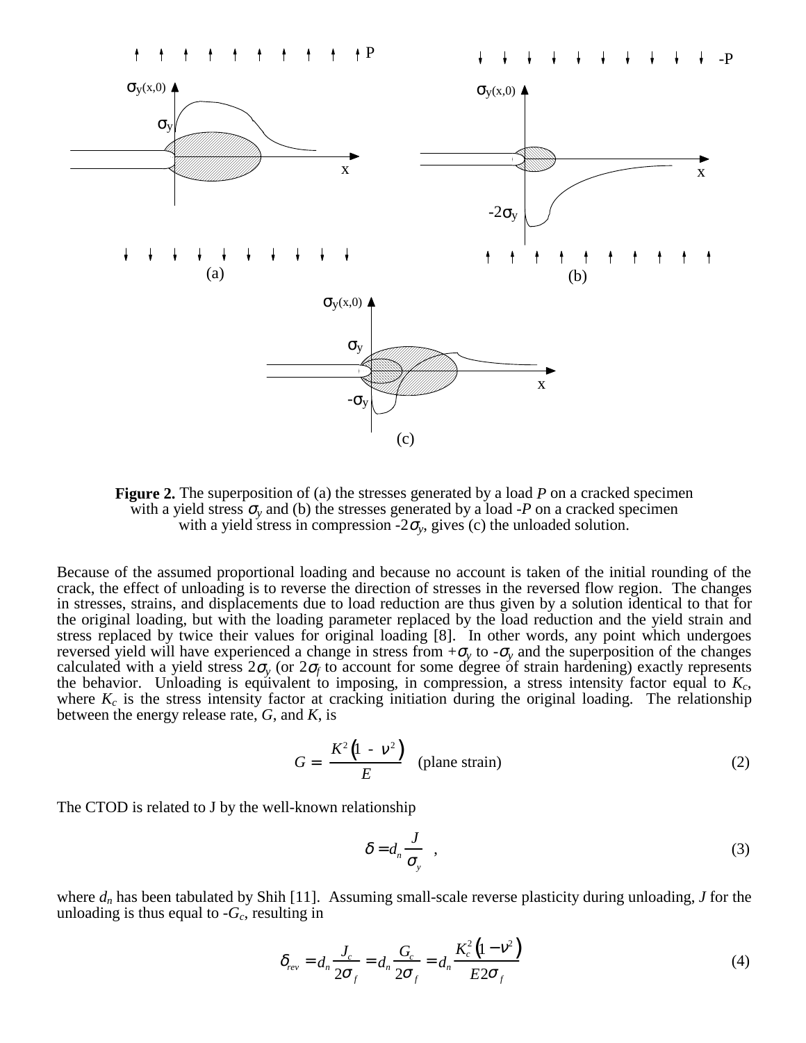**Figure 2.** The superposition of (a) the stresses generated by a load $P$ on a cracked specimen with a yield stress $\sigma_y$ and (b) the stresses generated by a load $-P$ on a cracked specimen with a yield stress in compression $-2\sigma_y$, gives (c) the unloaded solution.

Because of the assumed proportional loading and because no account is taken of the initial rounding of the crack, the effect of unloading is to reverse the direction of stresses in the reversed flow region. The changes in stresses, strains, and displacements due to load reduction are thus given by a solution identical to that for the original loading, but with the loading parameter replaced by the load reduction and the yield strain and stress replaced by twice their values for original loading [8]. In other words, any point which undergoes reversed yield will have experienced a change in stress from $+\sigma_y$ to $-\sigma_y$ and the superposition of the changes calculated with a yield stress $2\sigma_y$ (or $2\sigma_f$ to account for some degree of strain hardening) exactly represents the behavior. Unloading is equivalent to imposing, in compression, a stress intensity factor equal to $K_c$, where $K_c$ is the stress intensity factor at cracking initiation during the original loading. The relationship between the energy release rate, $G$, and $K$, is

$$G = \frac{K^2\left(1 - \nu^2\right)}{E} \quad \text{(plane strain)} \tag{2}$$

The CTOD is related to J by the well-known relationship

$$\delta = d_n \frac{J}{\sigma_y} \quad , \tag{3}$$

where $d_n$ has been tabulated by Shih [11]. Assuming small-scale reverse plasticity during unloading, $J$ for the unloading is thus equal to $-G_c$, resulting in

$$\delta_{rev} = d_n \frac{J_c}{2\sigma_f} = d_n \frac{G_c}{2\sigma_f} = d_n \frac{K_c^2\left(1-\nu^2\right)}{E2\sigma_f} \tag{4}$$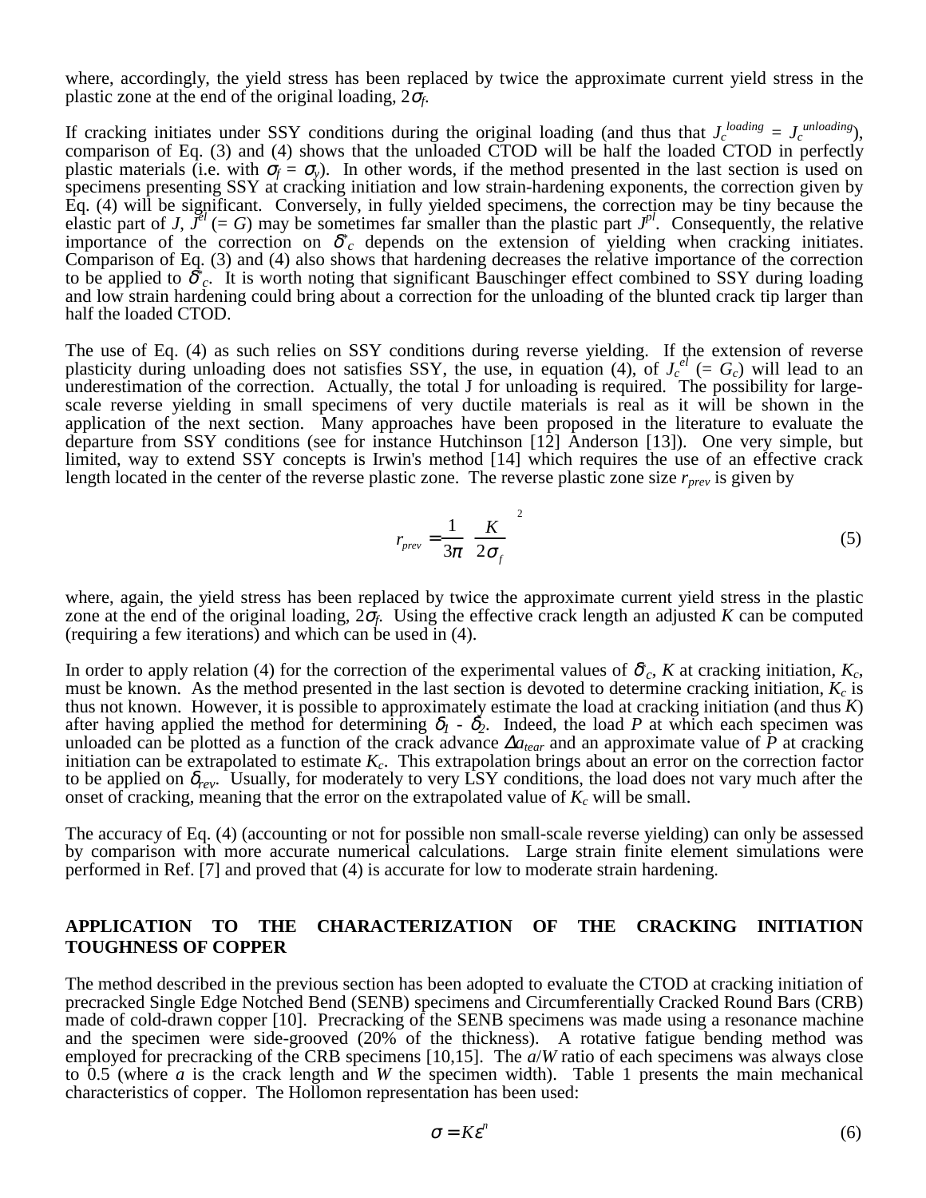where, accordingly, the yield stress has been replaced by twice the approximate current yield stress in the plastic zone at the end of the original loading, $2\sigma_f$.

If cracking initiates under SSY conditions during the original loading (and thus that $J_c^{loading} = J_c^{unloading}$), comparison of Eq. (3) and (4) shows that the unloaded CTOD will be half the loaded CTOD in perfectly plastic materials (i.e. with $\sigma_f = \sigma_y$). In other words, if the method presented in the last section is used on specimens presenting SSY at cracking initiation and low strain-hardening exponents, the correction given by Eq. (4) will be significant. Conversely, in fully yielded specimens, the correction may be tiny because the elastic part of $J$, $J^{el}$ (= $G$) may be sometimes far smaller than the plastic part $J^{pl}$. Consequently, the relative importance of the correction on $\delta^*_c$ depends on the extension of yielding when cracking initiates. Comparison of Eq. (3) and (4) also shows that hardening decreases the relative importance of the correction to be applied to $\delta^*_c$. It is worth noting that significant Bauschinger effect combined to SSY during loading and low strain hardening could bring about a correction for the unloading of the blunted crack tip larger than half the loaded CTOD.

The use of Eq. (4) as such relies on SSY conditions during reverse yielding. If the extension of reverse plasticity during unloading does not satisfies SSY, the use, in equation (4), of $J_c^{el}$ (= $G_c$) will lead to an underestimation of the correction. Actually, the total J for unloading is required. The possibility for large-scale reverse yielding in small specimens of very ductile materials is real as it will be shown in the application of the next section. Many approaches have been proposed in the literature to evaluate the departure from SSY conditions (see for instance Hutchinson [12] Anderson [13]). One very simple, but limited, way to extend SSY concepts is Irwin's method [14] which requires the use of an effective crack length located in the center of the reverse plastic zone. The reverse plastic zone size $r_{prev}$ is given by

$$r_{prev} = \frac{1}{3\pi}\left(\frac{K}{2\sigma_f}\right)^2 \tag{5}$$

where, again, the yield stress has been replaced by twice the approximate current yield stress in the plastic zone at the end of the original loading, $2\sigma_f$. Using the effective crack length an adjusted $K$ can be computed (requiring a few iterations) and which can be used in (4).

In order to apply relation (4) for the correction of the experimental values of $\delta^*_c$, $K$ at cracking initiation, $K_c$, must be known. As the method presented in the last section is devoted to determine cracking initiation, $K_c$ is thus not known. However, it is possible to approximately estimate the load at cracking initiation (and thus $K$) after having applied the method for determining $\delta_1$ - $\delta_2$. Indeed, the load $P$ at which each specimen was unloaded can be plotted as a function of the crack advance $\Delta a_{tear}$ and an approximate value of $P$ at cracking initiation can be extrapolated to estimate $K_c$. This extrapolation brings about an error on the correction factor to be applied on $\delta_{rev}$. Usually, for moderately to very LSY conditions, the load does not vary much after the onset of cracking, meaning that the error on the extrapolated value of $K_c$ will be small.

The accuracy of Eq. (4) (accounting or not for possible non small-scale reverse yielding) can only be assessed by comparison with more accurate numerical calculations. Large strain finite element simulations were performed in Ref. [7] and proved that (4) is accurate for low to moderate strain hardening.

## APPLICATION TO THE CHARACTERIZATION OF THE CRACKING INITIATION TOUGHNESS OF COPPER

The method described in the previous section has been adopted to evaluate the CTOD at cracking initiation of precracked Single Edge Notched Bend (SENB) specimens and Circumferentially Cracked Round Bars (CRB) made of cold-drawn copper [10]. Precracking of the SENB specimens was made using a resonance machine and the specimen were side-grooved (20% of the thickness). A rotative fatigue bending method was employed for precracking of the CRB specimens [10,15]. The $a/W$ ratio of each specimens was always close to 0.5 (where $a$ is the crack length and $W$ the specimen width). Table 1 presents the main mechanical characteristics of copper. The Hollomon representation has been used:

$$\sigma = K\varepsilon^n \tag{6}$$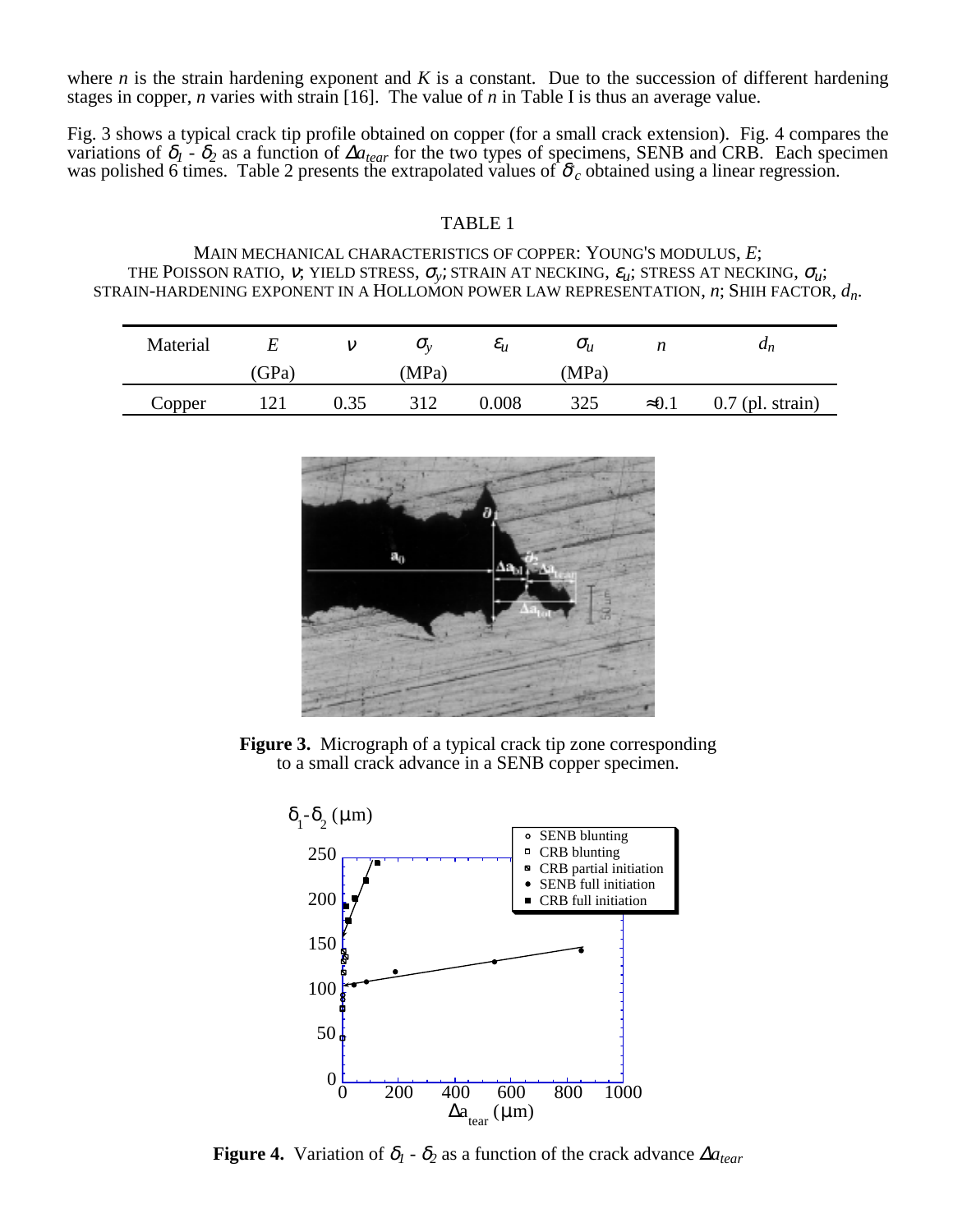where $n$ is the strain hardening exponent and $K$ is a constant. Due to the succession of different hardening stages in copper, $n$ varies with strain [16]. The value of $n$ in Table I is thus an average value.

Fig. 3 shows a typical crack tip profile obtained on copper (for a small crack extension). Fig. 4 compares the variations of $\delta_1$ - $\delta_2$ as a function of $\Delta a_{tear}$ for the two types of specimens, SENB and CRB. Each specimen was polished 6 times. Table 2 presents the extrapolated values of $\delta^*_c$ obtained using a linear regression.

TABLE 1

MAIN MECHANICAL CHARACTERISTICS OF COPPER: YOUNG'S MODULUS, $E$; THE POISSON RATIO, $\nu$; YIELD STRESS, $\sigma_y$; STRAIN AT NECKING, $\varepsilon_u$; STRESS AT NECKING, $\sigma_u$; STRAIN-HARDENING EXPONENT IN A HOLLOMON POWER LAW REPRESENTATION, $n$; SHIH FACTOR, $d_n$.

| Material | $E$ (GPa) | $\nu$ | $\sigma_y$ (MPa) | $\varepsilon_u$ | $\sigma_u$ (MPa) | $n$ | $d_n$ |
|---|---|---|---|---|---|---|---|
| Copper | 121 | 0.35 | 312 | 0.008 | 325 | ≈0.1 | 0.7 (pl. strain) |

**Figure 3.** Micrograph of a typical crack tip zone corresponding to a small crack advance in a SENB copper specimen.

**Figure 4.** Variation of $\delta_1$ - $\delta_2$ as a function of the crack advance $\Delta a_{tear}$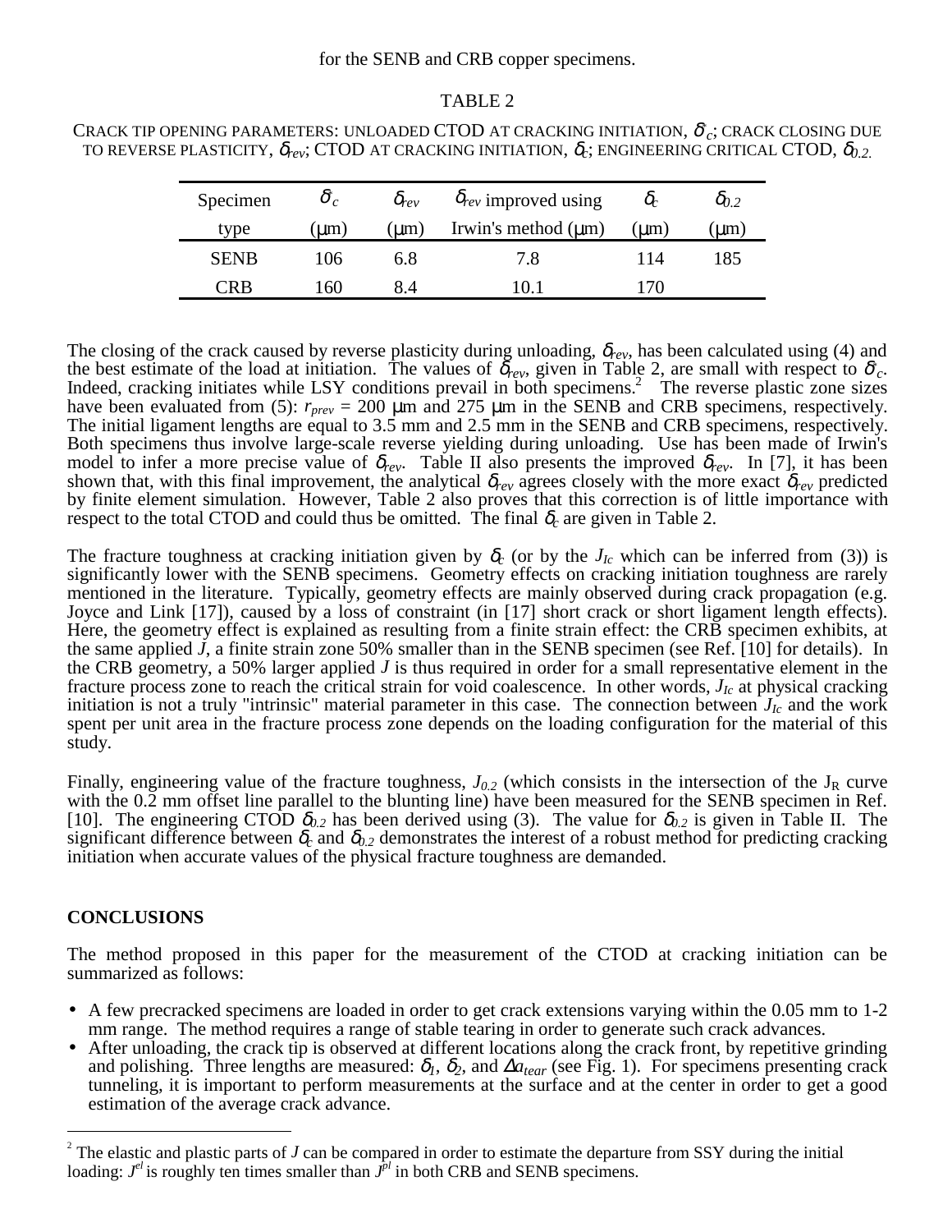for the SENB and CRB copper specimens.

TABLE 2

CRACK TIP OPENING PARAMETERS: UNLOADED CTOD AT CRACKING INITIATION, $\delta^*_c$; CRACK CLOSING DUE TO REVERSE PLASTICITY, $\delta_{rev}$; CTOD AT CRACKING INITIATION, $\delta_c$; ENGINEERING CRITICAL CTOD, $\delta_{0.2}$.

| Specimen type | $\delta^*_c$ (μm) | $\delta_{rev}$ (μm) | $\delta_{rev}$ improved using Irwin's method (μm) | $\delta_c$ (μm) | $\delta_{0.2}$ (μm) |
|---|---|---|---|---|---|
| SENB | 106 | 6.8 | 7.8 | 114 | 185 |
| CRB | 160 | 8.4 | 10.1 | 170 | |

The closing of the crack caused by reverse plasticity during unloading, $\delta_{rev}$, has been calculated using (4) and the best estimate of the load at initiation. The values of $\delta_{rev}$, given in Table 2, are small with respect to $\delta^*_c$. Indeed, cracking initiates while LSY conditions prevail in both specimens.[2] The reverse plastic zone sizes have been evaluated from (5): $r_{prev}$ = 200 μm and 275 μm in the SENB and CRB specimens, respectively. The initial ligament lengths are equal to 3.5 mm and 2.5 mm in the SENB and CRB specimens, respectively. Both specimens thus involve large-scale reverse yielding during unloading. Use has been made of Irwin's model to infer a more precise value of $\delta_{rev}$. Table II also presents the improved $\delta_{rev}$. In [7], it has been shown that, with this final improvement, the analytical $\delta_{rev}$ agrees closely with the more exact $\delta_{rev}$ predicted by finite element simulation. However, Table 2 also proves that this correction is of little importance with respect to the total CTOD and could thus be omitted. The final $\delta_c$ are given in Table 2.

The fracture toughness at cracking initiation given by $\delta_c$ (or by the $J_{Ic}$ which can be inferred from (3)) is significantly lower with the SENB specimens. Geometry effects on cracking initiation toughness are rarely mentioned in the literature. Typically, geometry effects are mainly observed during crack propagation (e.g. Joyce and Link [17]), caused by a loss of constraint (in [17] short crack or short ligament length effects). Here, the geometry effect is explained as resulting from a finite strain effect: the CRB specimen exhibits, at the same applied $J$, a finite strain zone 50% smaller than in the SENB specimen (see Ref. [10] for details). In the CRB geometry, a 50% larger applied $J$ is thus required in order for a small representative element in the fracture process zone to reach the critical strain for void coalescence. In other words, $J_{Ic}$ at physical cracking initiation is not a truly "intrinsic" material parameter in this case. The connection between $J_{Ic}$ and the work spent per unit area in the fracture process zone depends on the loading configuration for the material of this study.

Finally, engineering value of the fracture toughness, $J_{0.2}$ (which consists in the intersection of the $J_R$ curve with the 0.2 mm offset line parallel to the blunting line) have been measured for the SENB specimen in Ref. [10]. The engineering CTOD $\delta_{0.2}$ has been derived using (3). The value for $\delta_{0.2}$ is given in Table II. The significant difference between $\delta_c$ and $\delta_{0.2}$ demonstrates the interest of a robust method for predicting cracking initiation when accurate values of the physical fracture toughness are demanded.

## CONCLUSIONS

The method proposed in this paper for the measurement of the CTOD at cracking initiation can be summarized as follows:

- A few precracked specimens are loaded in order to get crack extensions varying within the 0.05 mm to 1-2 mm range. The method requires a range of stable tearing in order to generate such crack advances.
- After unloading, the crack tip is observed at different locations along the crack front, by repetitive grinding and polishing. Three lengths are measured: $\delta_1$, $\delta_2$, and $\Delta a_{tear}$ (see Fig. 1). For specimens presenting crack tunneling, it is important to perform measurements at the surface and at the center in order to get a good estimation of the average crack advance.

[2] The elastic and plastic parts of $J$ can be compared in order to estimate the departure from SSY during the initial loading: $J^{el}$ is roughly ten times smaller than $J^{pl}$ in both CRB and SENB specimens.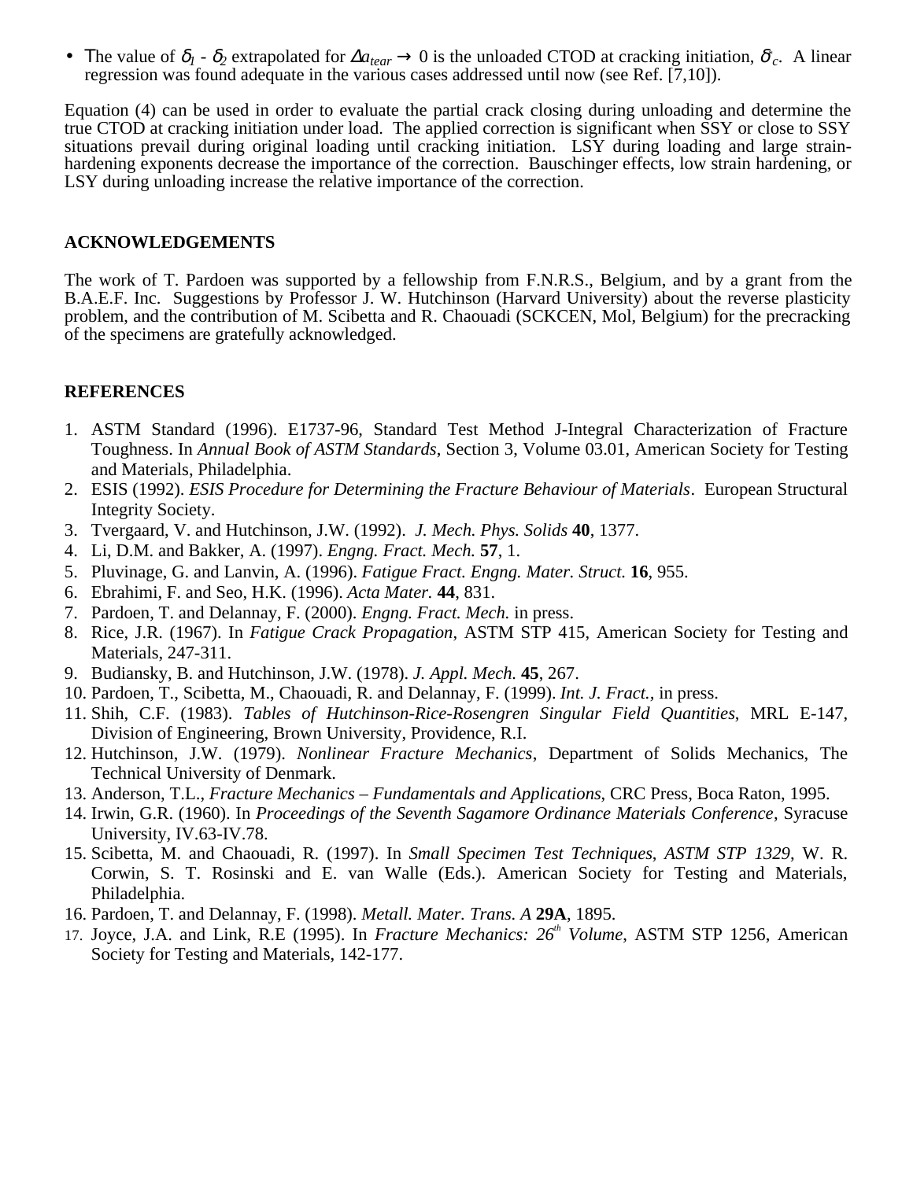- The value of $\delta_1$ - $\delta_2$ extrapolated for $\Delta a_{tear} \rightarrow 0$ is the unloaded CTOD at cracking initiation, $\delta_c$. A linear regression was found adequate in the various cases addressed until now (see Ref. [7,10]).

Equation (4) can be used in order to evaluate the partial crack closing during unloading and determine the true CTOD at cracking initiation under load. The applied correction is significant when SSY or close to SSY situations prevail during original loading until cracking initiation. LSY during loading and large strain-hardening exponents decrease the importance of the correction. Bauschinger effects, low strain hardening, or LSY during unloading increase the relative importance of the correction.

## ACKNOWLEDGEMENTS

The work of T. Pardoen was supported by a fellowship from F.N.R.S., Belgium, and by a grant from the B.A.E.F. Inc. Suggestions by Professor J. W. Hutchinson (Harvard University) about the reverse plasticity problem, and the contribution of M. Scibetta and R. Chaouadi (SCKCEN, Mol, Belgium) for the precracking of the specimens are gratefully acknowledged.

## REFERENCES

1. ASTM Standard (1996). E1737-96, Standard Test Method J-Integral Characterization of Fracture Toughness. In *Annual Book of ASTM Standards*, Section 3, Volume 03.01, American Society for Testing and Materials, Philadelphia.
2. ESIS (1992). *ESIS Procedure for Determining the Fracture Behaviour of Materials*. European Structural Integrity Society.
3. Tvergaard, V. and Hutchinson, J.W. (1992). *J. Mech. Phys. Solids* **40**, 1377.
4. Li, D.M. and Bakker, A. (1997). *Engng. Fract. Mech.* **57**, 1.
5. Pluvinage, G. and Lanvin, A. (1996). *Fatigue Fract. Engng. Mater. Struct.* **16**, 955.
6. Ebrahimi, F. and Seo, H.K. (1996). *Acta Mater.* **44**, 831.
7. Pardoen, T. and Delannay, F. (2000). *Engng. Fract. Mech.* in press.
8. Rice, J.R. (1967). In *Fatigue Crack Propagation*, ASTM STP 415, American Society for Testing and Materials, 247-311.
9. Budiansky, B. and Hutchinson, J.W. (1978). *J. Appl. Mech.* **45**, 267.
10. Pardoen, T., Scibetta, M., Chaouadi, R. and Delannay, F. (1999). *Int. J. Fract.*, in press.
11. Shih, C.F. (1983). *Tables of Hutchinson-Rice-Rosengren Singular Field Quantities*, MRL E-147, Division of Engineering, Brown University, Providence, R.I.
12. Hutchinson, J.W. (1979). *Nonlinear Fracture Mechanics*, Department of Solids Mechanics, The Technical University of Denmark.
13. Anderson, T.L., *Fracture Mechanics – Fundamentals and Applications*, CRC Press, Boca Raton, 1995.
14. Irwin, G.R. (1960). In *Proceedings of the Seventh Sagamore Ordinance Materials Conference*, Syracuse University, IV.63-IV.78.
15. Scibetta, M. and Chaouadi, R. (1997). In *Small Specimen Test Techniques, ASTM STP 1329*, W. R. Corwin, S. T. Rosinski and E. van Walle (Eds.). American Society for Testing and Materials, Philadelphia.
16. Pardoen, T. and Delannay, F. (1998). *Metall. Mater. Trans. A* **29A**, 1895.
17. Joyce, J.A. and Link, R.E (1995). In *Fracture Mechanics: 26th Volume*, ASTM STP 1256, American Society for Testing and Materials, 142-177.